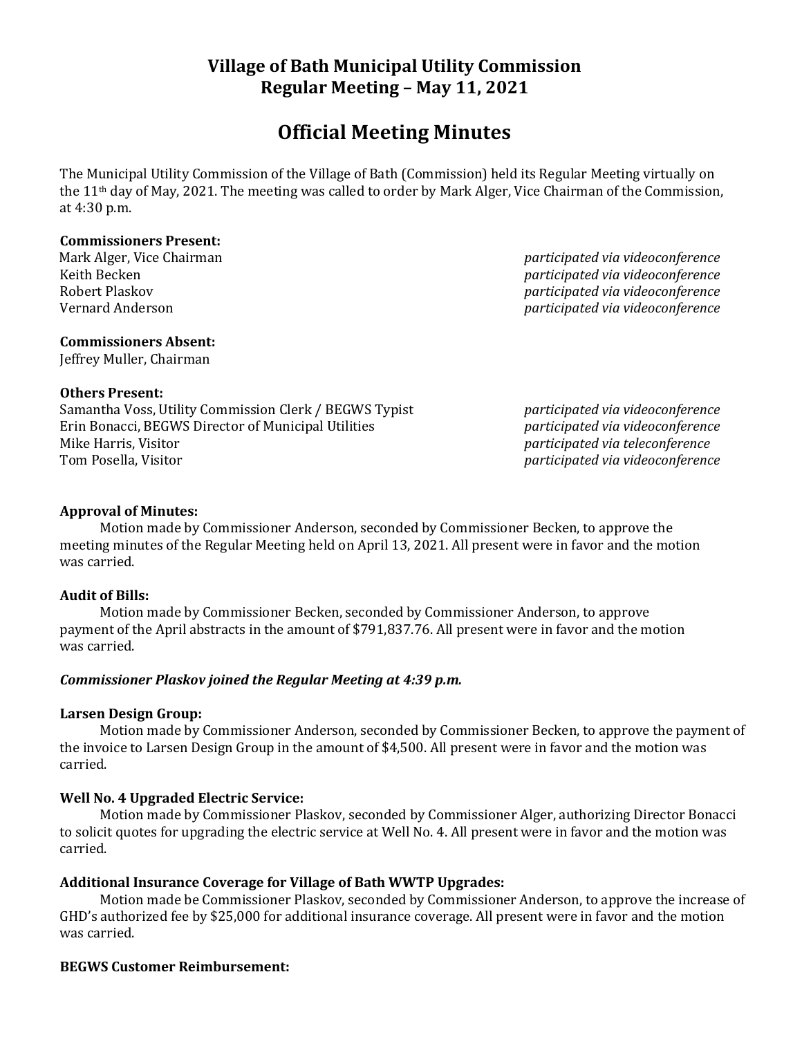# Village of Bath Municipal Utility Commission
# Regular Meeting – May 11, 2021

## Official Meeting Minutes

The Municipal Utility Commission of the Village of Bath (Commission) held its Regular Meeting virtually on the 11th day of May, 2021. The meeting was called to order by Mark Alger, Vice Chairman of the Commission, at 4:30 p.m.

**Commissioners Present:**

| | |
|---|---|
| Mark Alger, Vice Chairman | *participated via videoconference* |
| Keith Becken | *participated via videoconference* |
| Robert Plaskov | *participated via videoconference* |
| Vernard Anderson | *participated via videoconference* |

**Commissioners Absent:**
Jeffrey Muller, Chairman

**Others Present:**

| | |
|---|---|
| Samantha Voss, Utility Commission Clerk / BEGWS Typist | *participated via videoconference* |
| Erin Bonacci, BEGWS Director of Municipal Utilities | *participated via videoconference* |
| Mike Harris, Visitor | *participated via teleconference* |
| Tom Posella, Visitor | *participated via videoconference* |

**Approval of Minutes:**

Motion made by Commissioner Anderson, seconded by Commissioner Becken, to approve the meeting minutes of the Regular Meeting held on April 13, 2021. All present were in favor and the motion was carried.

**Audit of Bills:**

Motion made by Commissioner Becken, seconded by Commissioner Anderson, to approve payment of the April abstracts in the amount of $791,837.76. All present were in favor and the motion was carried.

***Commissioner Plaskov joined the Regular Meeting at 4:39 p.m.***

**Larsen Design Group:**

Motion made by Commissioner Anderson, seconded by Commissioner Becken, to approve the payment of the invoice to Larsen Design Group in the amount of $4,500. All present were in favor and the motion was carried.

**Well No. 4 Upgraded Electric Service:**

Motion made by Commissioner Plaskov, seconded by Commissioner Alger, authorizing Director Bonacci to solicit quotes for upgrading the electric service at Well No. 4. All present were in favor and the motion was carried.

**Additional Insurance Coverage for Village of Bath WWTP Upgrades:**

Motion made be Commissioner Plaskov, seconded by Commissioner Anderson, to approve the increase of GHD's authorized fee by $25,000 for additional insurance coverage. All present were in favor and the motion was carried.

**BEGWS Customer Reimbursement:**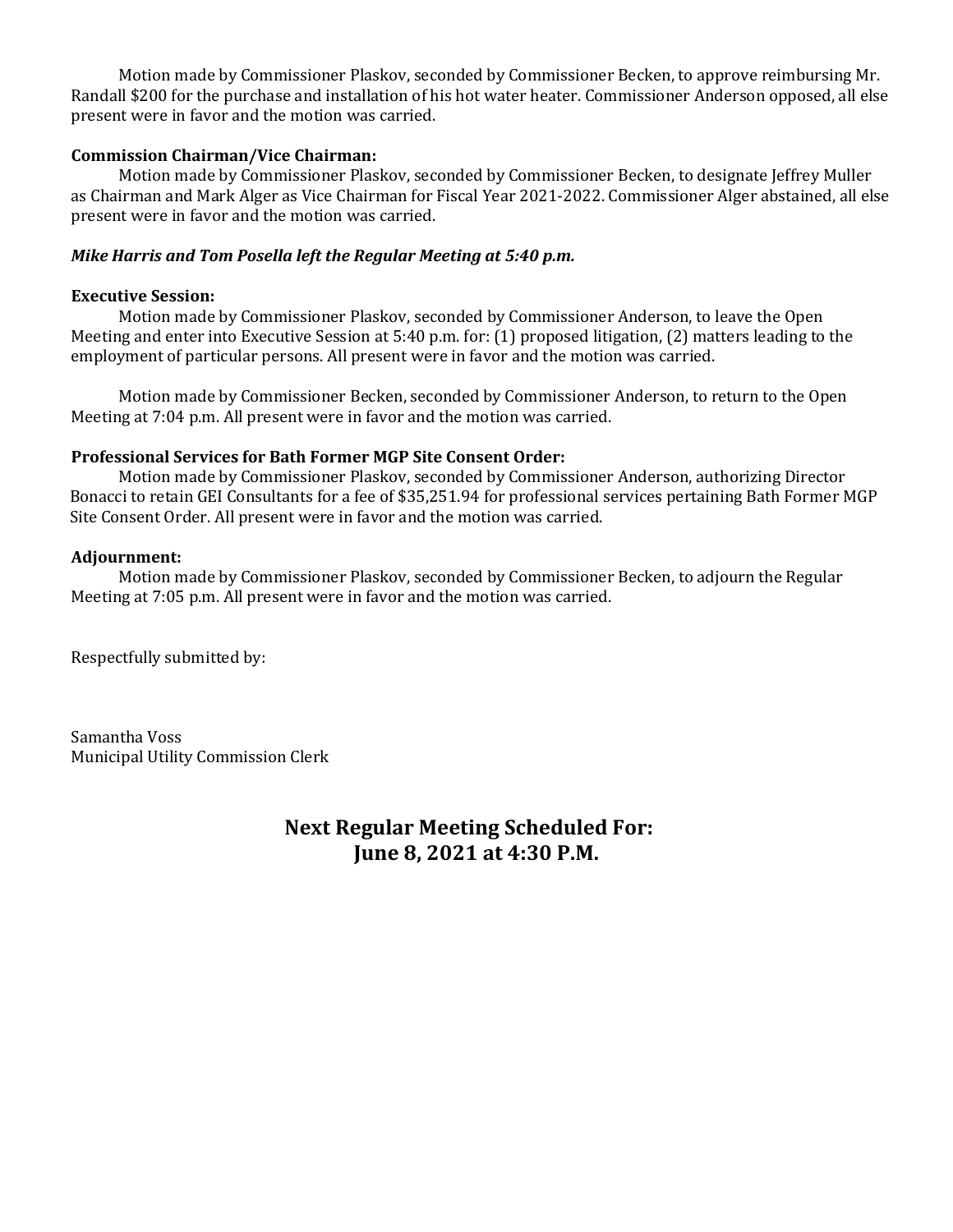Motion made by Commissioner Plaskov, seconded by Commissioner Becken, to approve reimbursing Mr. Randall $200 for the purchase and installation of his hot water heater. Commissioner Anderson opposed, all else present were in favor and the motion was carried.

**Commission Chairman/Vice Chairman:**

Motion made by Commissioner Plaskov, seconded by Commissioner Becken, to designate Jeffrey Muller as Chairman and Mark Alger as Vice Chairman for Fiscal Year 2021-2022. Commissioner Alger abstained, all else present were in favor and the motion was carried.

***Mike Harris and Tom Posella left the Regular Meeting at 5:40 p.m.***

**Executive Session:**

Motion made by Commissioner Plaskov, seconded by Commissioner Anderson, to leave the Open Meeting and enter into Executive Session at 5:40 p.m. for: (1) proposed litigation, (2) matters leading to the employment of particular persons. All present were in favor and the motion was carried.

Motion made by Commissioner Becken, seconded by Commissioner Anderson, to return to the Open Meeting at 7:04 p.m. All present were in favor and the motion was carried.

**Professional Services for Bath Former MGP Site Consent Order:**

Motion made by Commissioner Plaskov, seconded by Commissioner Anderson, authorizing Director Bonacci to retain GEI Consultants for a fee of $35,251.94 for professional services pertaining Bath Former MGP Site Consent Order. All present were in favor and the motion was carried.

**Adjournment:**

Motion made by Commissioner Plaskov, seconded by Commissioner Becken, to adjourn the Regular Meeting at 7:05 p.m. All present were in favor and the motion was carried.

Respectfully submitted by:

Samantha Voss
Municipal Utility Commission Clerk

## Next Regular Meeting Scheduled For:
## June 8, 2021 at 4:30 P.M.